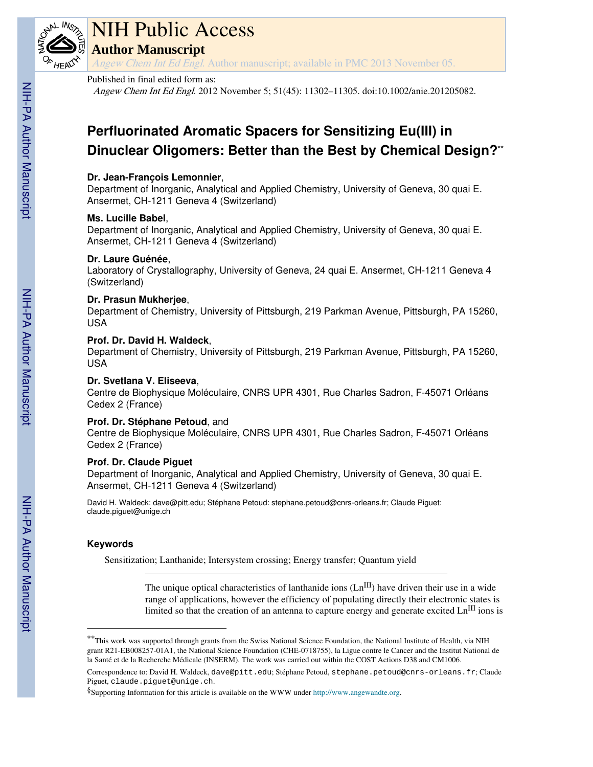# NIH Public Access

## Author Manuscript

*Angew Chem Int Ed Engl*. Author manuscript; available in PMC 2013 November 05.

Published in final edited form as:

*Angew Chem Int Ed Engl*. 2012 November 5; 51(45): 11302–11305. doi:10.1002/anie.201205082.

# Perfluorinated Aromatic Spacers for Sensitizing Eu(III) in Dinuclear Oligomers: Better than the Best by Chemical Design?**

**Dr. Jean-François Lemonnier**,
Department of Inorganic, Analytical and Applied Chemistry, University of Geneva, 30 quai E. Ansermet, CH-1211 Geneva 4 (Switzerland)

**Ms. Lucille Babel**,
Department of Inorganic, Analytical and Applied Chemistry, University of Geneva, 30 quai E. Ansermet, CH-1211 Geneva 4 (Switzerland)

**Dr. Laure Guénée**,
Laboratory of Crystallography, University of Geneva, 24 quai E. Ansermet, CH-1211 Geneva 4 (Switzerland)

**Dr. Prasun Mukherjee**,
Department of Chemistry, University of Pittsburgh, 219 Parkman Avenue, Pittsburgh, PA 15260, USA

**Prof. Dr. David H. Waldeck**,
Department of Chemistry, University of Pittsburgh, 219 Parkman Avenue, Pittsburgh, PA 15260, USA

**Dr. Svetlana V. Eliseeva**,
Centre de Biophysique Moléculaire, CNRS UPR 4301, Rue Charles Sadron, F-45071 Orléans Cedex 2 (France)

**Prof. Dr. Stéphane Petoud**, and
Centre de Biophysique Moléculaire, CNRS UPR 4301, Rue Charles Sadron, F-45071 Orléans Cedex 2 (France)

**Prof. Dr. Claude Piguet**
Department of Inorganic, Analytical and Applied Chemistry, University of Geneva, 30 quai E. Ansermet, CH-1211 Geneva 4 (Switzerland)

David H. Waldeck: dave@pitt.edu; Stéphane Petoud: stephane.petoud@cnrs-orleans.fr; Claude Piguet: claude.piguet@unige.ch

## Keywords

Sensitization; Lanthanide; Intersystem crossing; Energy transfer; Quantum yield

---

The unique optical characteristics of lanthanide ions ($Ln^{III}$) have driven their use in a wide range of applications, however the efficiency of populating directly their electronic states is limited so that the creation of an antenna to capture energy and generate excited $Ln^{III}$ ions is

---

**This work was supported through grants from the Swiss National Science Foundation, the National Institute of Health, via NIH grant R21-EB008257-01A1, the National Science Foundation (CHE-0718755), la Ligue contre le Cancer and the Institut National de la Santé et de la Recherche Médicale (INSERM). The work was carried out within the COST Actions D38 and CM1006.

Correspondence to: David H. Waldeck, dave@pitt.edu; Stéphane Petoud, stephane.petoud@cnrs-orleans.fr; Claude Piguet, claude.piguet@unige.ch.

§Supporting Information for this article is available on the WWW under http://www.angewandte.org.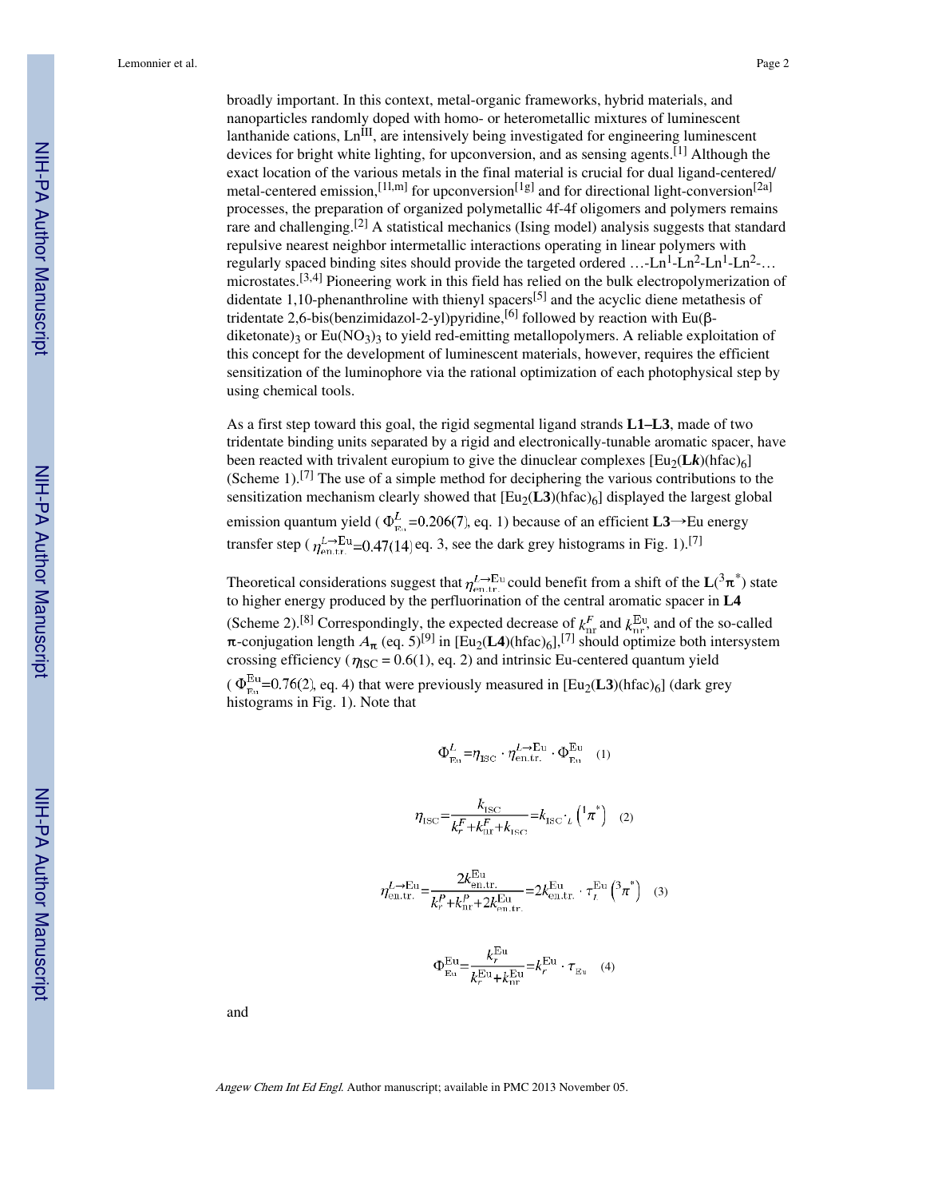broadly important. In this context, metal-organic frameworks, hybrid materials, and nanoparticles randomly doped with homo- or heterometallic mixtures of luminescent lanthanide cations, $Ln^{III}$, are intensively being investigated for engineering luminescent devices for bright white lighting, for upconversion, and as sensing agents.[1] Although the exact location of the various metals in the final material is crucial for dual ligand-centered/metal-centered emission,[1l,m] for upconversion[1g] and for directional light-conversion[2a] processes, the preparation of organized polymetallic 4f-4f oligomers and polymers remains rare and challenging.[2] A statistical mechanics (Ising model) analysis suggests that standard repulsive nearest neighbor intermetallic interactions operating in linear polymers with regularly spaced binding sites should provide the targeted ordered …-$Ln^1$-$Ln^2$-$Ln^1$-$Ln^2$-… microstates.[3,4] Pioneering work in this field has relied on the bulk electropolymerization of didentate 1,10-phenanthroline with thienyl spacers[5] and the acyclic diene metathesis of tridentate 2,6-bis(benzimidazol-2-yl)pyridine,[6] followed by reaction with Eu(β-diketonate)$_3$ or $Eu(NO_3)_3$ to yield red-emitting metallopolymers. A reliable exploitation of this concept for the development of luminescent materials, however, requires the efficient sensitization of the luminophore via the rational optimization of each photophysical step by using chemical tools.

As a first step toward this goal, the rigid segmental ligand strands **L1–L3**, made of two tridentate binding units separated by a rigid and electronically-tunable aromatic spacer, have been reacted with trivalent europium to give the dinuclear complexes [$Eu_2$(**L*k***)(hfac)$_6$] (Scheme 1).[7] The use of a simple method for deciphering the various contributions to the sensitization mechanism clearly showed that [$Eu_2$(**L3**)(hfac)$_6$] displayed the largest global emission quantum yield ($\Phi_{Eu}^{L}=0.206(7)$, eq. 1) because of an efficient **L3**→Eu energy transfer step ($\eta_{en.tr.}^{L\to Eu}=0.47(14)$ eq. 3, see the dark grey histograms in Fig. 1).[7]

Theoretical considerations suggest that $\eta_{en.tr.}^{L\to Eu}$ could benefit from a shift of the **L**($^3\pi^*$) state to higher energy produced by the perfluorination of the central aromatic spacer in **L4** (Scheme 2).[8] Correspondingly, the expected decrease of $k_{nr}^{F}$ and $k_{nr}^{Eu}$, and of the so-called π-conjugation length $A_\pi$ (eq. 5)[9] in [$Eu_2$(**L4**)(hfac)$_6$],[7] should optimize both intersystem crossing efficiency ($\eta_{ISC}$ = 0.6(1), eq. 2) and intrinsic Eu-centered quantum yield ($\Phi_{Eu}^{Eu}=0.76(2)$, eq. 4) that were previously measured in [$Eu_2$(**L3**)(hfac)$_6$] (dark grey histograms in Fig. 1). Note that

$$\Phi_{Eu}^{L}=\eta_{ISC}\cdot\eta_{en.tr.}^{L\to Eu}\cdot\Phi_{Eu}^{Eu} \quad (1)$$

$$\eta_{ISC}=\frac{k_{ISC}}{k_r^F+k_{nr}^F+k_{ISC}}=k_{ISC}\cdot\tau_L\left({}^1\pi^*\right) \quad (2)$$

$$\eta_{en.tr.}^{L\to Eu}=\frac{2k_{en.tr.}^{Eu}}{k_r^P+k_{nr}^P+2k_{en.tr.}^{Eu}}=2k_{en.tr.}^{Eu}\cdot\tau_L^{Eu}\left({}^3\pi^*\right) \quad (3)$$

$$\Phi_{Eu}^{Eu}=\frac{k_r^{Eu}}{k_r^{Eu}+k_{nr}^{Eu}}=k_r^{Eu}\cdot\tau_{Eu} \quad (4)$$

and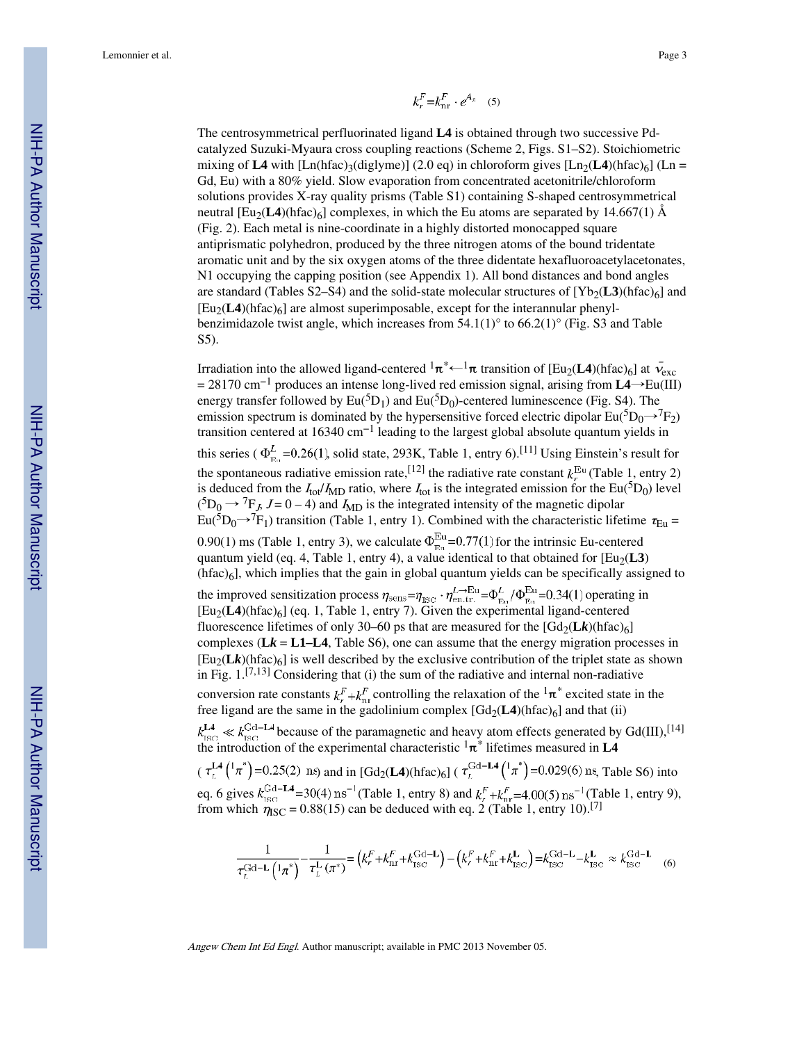$$k_r^F = k_{nr}^F \cdot e^{A_{\beta}} \quad (5)$$

The centrosymmetrical perfluorinated ligand **L4** is obtained through two successive Pd-catalyzed Suzuki-Myaura cross coupling reactions (Scheme 2, Figs. S1–S2). Stoichiometric mixing of **L4** with [Ln(hfac)$_3$(diglyme)] (2.0 eq) in chloroform gives [Ln$_2$(**L4**)(hfac)$_6$] (Ln = Gd, Eu) with a 80% yield. Slow evaporation from concentrated acetonitrile/chloroform solutions provides X-ray quality prisms (Table S1) containing S-shaped centrosymmetrical neutral [Eu$_2$(**L4**)(hfac)$_6$] complexes, in which the Eu atoms are separated by 14.667(1) Å (Fig. 2). Each metal is nine-coordinate in a highly distorted monocapped square antiprismatic polyhedron, produced by the three nitrogen atoms of the bound tridentate aromatic unit and by the six oxygen atoms of the three didentate hexafluoroacetylacetonates, N1 occupying the capping position (see Appendix 1). All bond distances and bond angles are standard (Tables S2–S4) and the solid-state molecular structures of [Yb$_2$(**L3**)(hfac)$_6$] and [Eu$_2$(**L4**)(hfac)$_6$] are almost superimposable, except for the interannular phenyl-benzimidazole twist angle, which increases from 54.1(1)° to 66.2(1)° (Fig. S3 and Table S5).

Irradiation into the allowed ligand-centered $^1\pi^* \leftarrow {}^1\pi$ transition of [Eu$_2$(**L4**)(hfac)$_6$] at $\bar{\nu}_{exc}$ = 28170 cm$^{-1}$ produces an intense long-lived red emission signal, arising from **L4**→Eu(III) energy transfer followed by Eu($^5D_1$) and Eu($^5D_0$)-centered luminescence (Fig. S4). The emission spectrum is dominated by the hypersensitive forced electric dipolar Eu($^5D_0 \rightarrow {}^7F_2$) transition centered at 16340 cm$^{-1}$ leading to the largest global absolute quantum yields in this series ($\Phi_{Eu}^{L} = 0.26(1)$, solid state, 293K, Table 1, entry 6).[11] Using Einstein's result for the spontaneous radiative emission rate,[12] the radiative rate constant $k_r^{Eu}$ (Table 1, entry 2) is deduced from the $I_{tot}/I_{MD}$ ratio, where $I_{tot}$ is the integrated emission for the Eu($^5D_0$) level ($^5D_0 \rightarrow {}^7F_J$, $J$ = 0 – 4) and $I_{MD}$ is the integrated intensity of the magnetic dipolar Eu($^5D_0 \rightarrow {}^7F_1$) transition (Table 1, entry 1). Combined with the characteristic lifetime $\tau_{Eu}$ = 0.90(1) ms (Table 1, entry 3), we calculate $\Phi_{Eu}^{Eu} = 0.77(1)$ for the intrinsic Eu-centered quantum yield (eq. 4, Table 1, entry 4), a value identical to that obtained for [Eu$_2$(**L3**)(hfac)$_6$], which implies that the gain in global quantum yields can be specifically assigned to the improved sensitization process $\eta_{sens} = \eta_{ISC} \cdot \eta_{en.tr.}^{L \rightarrow Eu} = \Phi_{Eu}^{L} / \Phi_{Eu}^{Eu} = 0.34(1)$ operating in [Eu$_2$(**L4**)(hfac)$_6$] (eq. 1, Table 1, entry 7). Given the experimental ligand-centered fluorescence lifetimes of only 30–60 ps that are measured for the [Gd$_2$(**L*k***)(hfac)$_6$] complexes (**L*k*** = **L1–L4**, Table S6), one can assume that the energy migration processes in [Eu$_2$(**L*k***)(hfac)$_6$] is well described by the exclusive contribution of the triplet state as shown in Fig. 1.[7,13] Considering that (i) the sum of the radiative and internal non-radiative conversion rate constants $k_r^F + k_{nr}^F$ controlling the relaxation of the $^1\pi^*$ excited state in the free ligand are the same in the gadolinium complex [Gd$_2$(**L4**)(hfac)$_6$] and that (ii) $k_{ISC}^{\mathbf{L4}} \ll k_{ISC}^{\mathrm{Gd-}\mathbf{L4}}$ because of the paramagnetic and heavy atom effects generated by Gd(III),[14] the introduction of the experimental characteristic $^1\pi^*$ lifetimes measured in **L4** ($\tau_L^{\mathbf{L4}}(^1\pi^*) = 0.25(2)$ ns) and in [Gd$_2$(**L4**)(hfac)$_6$] ($\tau_L^{\mathrm{Gd-}\mathbf{L4}}(^1\pi^*) = 0.029(6)$ ns, Table S6) into eq. 6 gives $k_{ISC}^{\mathrm{Gd-}\mathbf{L4}} = 30(4)$ ns$^{-1}$ (Table 1, entry 8) and $k_r^F + k_{nr}^F = 4.00(5)$ ns$^{-1}$ (Table 1, entry 9), from which $\eta_{ISC}$ = 0.88(15) can be deduced with eq. 2 (Table 1, entry 10).[7]

$$\frac{1}{\tau_L^{\mathrm{Gd-}\mathbf{L}}(^1\pi^*)} - \frac{1}{\tau_L^{\mathbf{L}}(\pi^*)} = \left(k_r^F + k_{nr}^F + k_{ISC}^{\mathrm{Gd-}\mathbf{L}}\right) - \left(k_r^F + k_{nr}^F + k_{ISC}^{\mathbf{L}}\right) = k_{ISC}^{\mathrm{Gd-}\mathbf{L}} - k_{ISC}^{\mathbf{L}} \approx k_{ISC}^{\mathrm{Gd-}\mathbf{L}} \quad (6)$$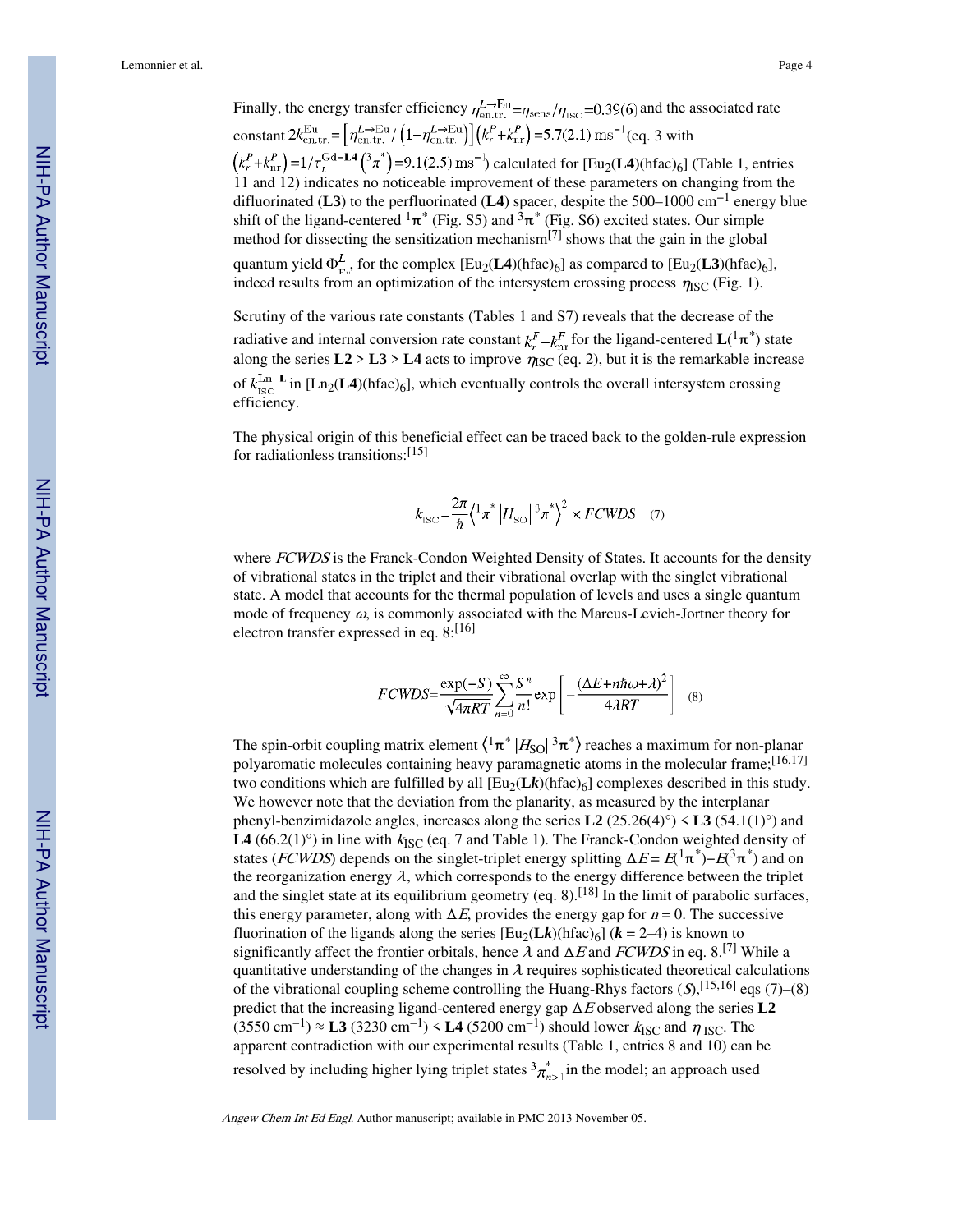Finally, the energy transfer efficiency $\eta_{\text{en.tr.}}^{L\rightarrow\text{Eu}}=\eta_{\text{sens}}/\eta_{\text{ISC}}=0.39(6)$ and the associated rate constant $2k_{\text{en.tr.}}^{\text{Eu}}=\left[\eta_{\text{en.tr.}}^{L\rightarrow\text{Eu}}/\left(1-\eta_{\text{en.tr.}}^{L\rightarrow\text{Eu}}\right)\right]\left(k_r^P+k_{\text{nr}}^P\right)=5.7(2.1)\ \text{ms}^{-1}$ (eq. 3 with $\left(k_r^P+k_{\text{nr}}^P\right)=1/\tau_r^{\text{Gd-}\mathbf{L4}}\left({}^3\pi^*\right)=9.1(2.5)\ \text{ms}^{-1}$) calculated for [$Eu_2$(**L4**)(hfac)$_6$] (Table 1, entries 11 and 12) indicates no noticeable improvement of these parameters on changing from the difluorinated (**L3**) to the perfluorinated (**L4**) spacer, despite the 500–1000 $cm^{-1}$ energy blue shift of the ligand-centered ${}^1\pi^*$ (Fig. S5) and ${}^3\pi^*$ (Fig. S6) excited states. Our simple method for dissecting the sensitization mechanism[7] shows that the gain in the global quantum yield $\Phi_{\text{Eu}}^{L}$, for the complex [$Eu_2$(**L4**)(hfac)$_6$] as compared to [$Eu_2$(**L3**)(hfac)$_6$], indeed results from an optimization of the intersystem crossing process $\eta_{\text{ISC}}$ (Fig. 1).

Scrutiny of the various rate constants (Tables 1 and S7) reveals that the decrease of the radiative and internal conversion rate constant $k_r^F+k_{\text{nr}}^F$ for the ligand-centered **L**(${}^1\pi^*$) state along the series **L2** > **L3** > **L4** acts to improve $\eta_{\text{ISC}}$ (eq. 2), but it is the remarkable increase of $k_{\text{ISC}}^{\text{Ln-L}}$ in [$Ln_2$(**L4**)(hfac)$_6$], which eventually controls the overall intersystem crossing efficiency.

The physical origin of this beneficial effect can be traced back to the golden-rule expression for radiationless transitions:[15]

$$k_{\text{ISC}}=\frac{2\pi}{\hbar}\left\langle {}^1\pi^*\left|H_{\text{SO}}\right|{}^3\pi^*\right\rangle^2\times FCWDS \quad (7)$$

where *FCWDS* is the Franck-Condon Weighted Density of States. It accounts for the density of vibrational states in the triplet and their vibrational overlap with the singlet vibrational state. A model that accounts for the thermal population of levels and uses a single quantum mode of frequency $\omega$, is commonly associated with the Marcus-Levich-Jortner theory for electron transfer expressed in eq. 8:[16]

$$FCWDS=\frac{\exp(-S)}{\sqrt{4\pi RT}}\sum_{n=0}^{\infty}\frac{S^n}{n!}\exp\left[-\frac{(\Delta E+n\hbar\omega+\lambda)^2}{4\lambda RT}\right] \quad (8)$$

The spin-orbit coupling matrix element $\langle {}^1\pi^*|H_{\text{SO}}|{}^3\pi^*\rangle$ reaches a maximum for non-planar polyaromatic molecules containing heavy paramagnetic atoms in the molecular frame;[16,17] two conditions which are fulfilled by all [$Eu_2$(**L*k***)(hfac)$_6$] complexes described in this study. We however note that the deviation from the planarity, as measured by the interplanar phenyl-benzimidazole angles, increases along the series **L2** (25.26(4)°) < **L3** (54.1(1)°) and **L4** (66.2(1)°) in line with $k_{\text{ISC}}$ (eq. 7 and Table 1). The Franck-Condon weighted density of states (*FCWDS*) depends on the singlet-triplet energy splitting $\Delta E = E({}^1\pi^*)-E({}^3\pi^*)$ and on the reorganization energy $\lambda$, which corresponds to the energy difference between the triplet and the singlet state at its equilibrium geometry (eq. 8).[18] In the limit of parabolic surfaces, this energy parameter, along with $\Delta E$, provides the energy gap for $n = 0$. The successive fluorination of the ligands along the series [$Eu_2$(**L*k***)(hfac)$_6$] (***k*** = 2–4) is known to significantly affect the frontier orbitals, hence $\lambda$ and $\Delta E$ and *FCWDS* in eq. 8.[7] While a quantitative understanding of the changes in $\lambda$ requires sophisticated theoretical calculations of the vibrational coupling scheme controlling the Huang-Rhys factors ($S$),[15,16] eqs (7)–(8) predict that the increasing ligand-centered energy gap $\Delta E$ observed along the series **L2** (3550 $cm^{-1}$) ≈ **L3** (3230 $cm^{-1}$) < **L4** (5200 $cm^{-1}$) should lower $k_{\text{ISC}}$ and $\eta_{\text{ISC}}$. The apparent contradiction with our experimental results (Table 1, entries 8 and 10) can be resolved by including higher lying triplet states ${}^3\pi^*_{n>1}$ in the model; an approach used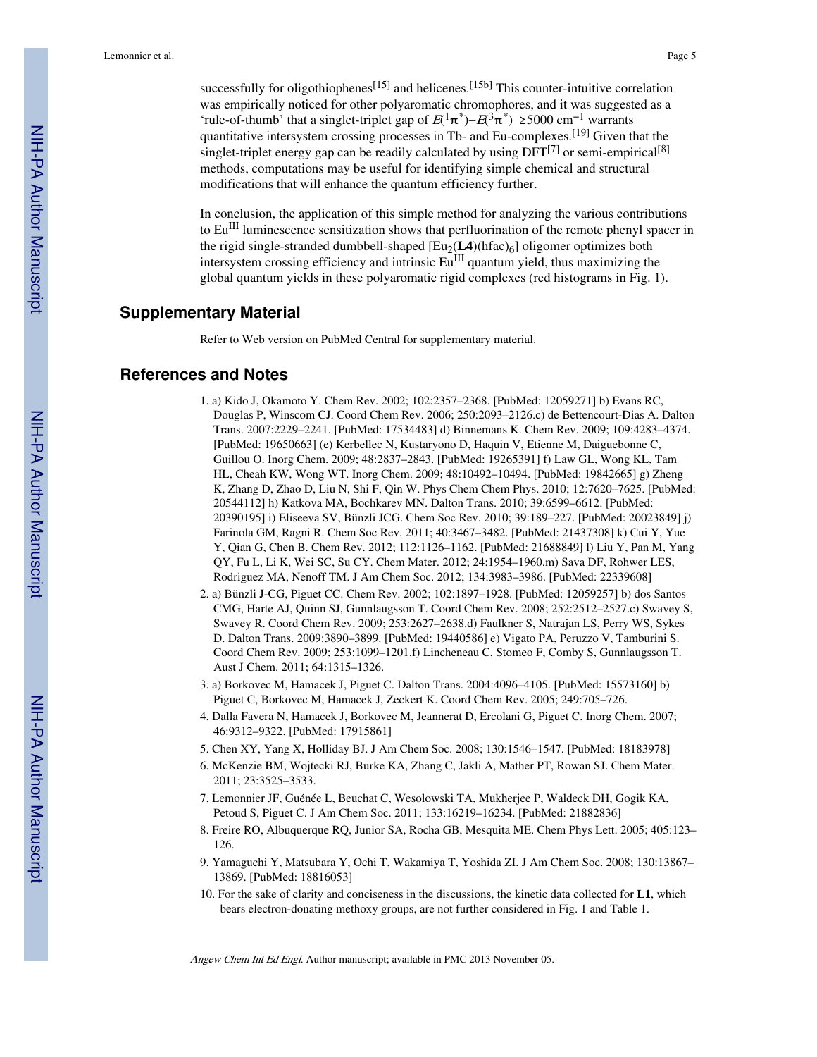successfully for oligothiophenes[15] and helicenes.[15b] This counter-intuitive correlation was empirically noticed for other polyaromatic chromophores, and it was suggested as a 'rule-of-thumb' that a singlet-triplet gap of $E(^1\pi^*)-E(^3\pi^*) \geq 5000$ cm$^{-1}$ warrants quantitative intersystem crossing processes in Tb- and Eu-complexes.[19] Given that the singlet-triplet energy gap can be readily calculated by using DFT[7] or semi-empirical[8] methods, computations may be useful for identifying simple chemical and structural modifications that will enhance the quantum efficiency further.

In conclusion, the application of this simple method for analyzing the various contributions to Eu$^{III}$ luminescence sensitization shows that perfluorination of the remote phenyl spacer in the rigid single-stranded dumbbell-shaped $[Eu_2(\mathbf{L4})(hfac)_6]$ oligomer optimizes both intersystem crossing efficiency and intrinsic Eu$^{III}$ quantum yield, thus maximizing the global quantum yields in these polyaromatic rigid complexes (red histograms in Fig. 1).

## Supplementary Material

Refer to Web version on PubMed Central for supplementary material.

## References and Notes

1. a) Kido J, Okamoto Y. Chem Rev. 2002; 102:2357–2368. [PubMed: 12059271] b) Evans RC, Douglas P, Winscom CJ. Coord Chem Rev. 2006; 250:2093–2126.c) de Bettencourt-Dias A. Dalton Trans. 2007:2229–2241. [PubMed: 17534483] d) Binnemans K. Chem Rev. 2009; 109:4283–4374. [PubMed: 19650663] (e) Kerbellec N, Kustaryono D, Haquin V, Etienne M, Daiguebonne C, Guillou O. Inorg Chem. 2009; 48:2837–2843. [PubMed: 19265391] f) Law GL, Wong KL, Tam HL, Cheah KW, Wong WT. Inorg Chem. 2009; 48:10492–10494. [PubMed: 19842665] g) Zheng K, Zhang D, Zhao D, Liu N, Shi F, Qin W. Phys Chem Chem Phys. 2010; 12:7620–7625. [PubMed: 20544112] h) Katkova MA, Bochkarev MN. Dalton Trans. 2010; 39:6599–6612. [PubMed: 20390195] i) Eliseeva SV, Bünzli JCG. Chem Soc Rev. 2010; 39:189–227. [PubMed: 20023849] j) Farinola GM, Ragni R. Chem Soc Rev. 2011; 40:3467–3482. [PubMed: 21437308] k) Cui Y, Yue Y, Qian G, Chen B. Chem Rev. 2012; 112:1126–1162. [PubMed: 21688849] l) Liu Y, Pan M, Yang QY, Fu L, Li K, Wei SC, Su CY. Chem Mater. 2012; 24:1954–1960.m) Sava DF, Rohwer LES, Rodriguez MA, Nenoff TM. J Am Chem Soc. 2012; 134:3983–3986. [PubMed: 22339608]
2. a) Bünzli J-CG, Piguet CC. Chem Rev. 2002; 102:1897–1928. [PubMed: 12059257] b) dos Santos CMG, Harte AJ, Quinn SJ, Gunnlaugsson T. Coord Chem Rev. 2008; 252:2512–2527.c) Swavey S, Swavey R. Coord Chem Rev. 2009; 253:2627–2638.d) Faulkner S, Natrajan LS, Perry WS, Sykes D. Dalton Trans. 2009:3890–3899. [PubMed: 19440586] e) Vigato PA, Peruzzo V, Tamburini S. Coord Chem Rev. 2009; 253:1099–1201.f) Lincheneau C, Stomeo F, Comby S, Gunnlaugsson T. Aust J Chem. 2011; 64:1315–1326.
3. a) Borkovec M, Hamacek J, Piguet C. Dalton Trans. 2004:4096–4105. [PubMed: 15573160] b) Piguet C, Borkovec M, Hamacek J, Zeckert K. Coord Chem Rev. 2005; 249:705–726.
4. Dalla Favera N, Hamacek J, Borkovec M, Jeannerat D, Ercolani G, Piguet C. Inorg Chem. 2007; 46:9312–9322. [PubMed: 17915861]
5. Chen XY, Yang X, Holliday BJ. J Am Chem Soc. 2008; 130:1546–1547. [PubMed: 18183978]
6. McKenzie BM, Wojtecki RJ, Burke KA, Zhang C, Jakli A, Mather PT, Rowan SJ. Chem Mater. 2011; 23:3525–3533.
7. Lemonnier JF, Guénée L, Beuchat C, Wesolowski TA, Mukherjee P, Waldeck DH, Gogik KA, Petoud S, Piguet C. J Am Chem Soc. 2011; 133:16219–16234. [PubMed: 21882836]
8. Freire RO, Albuquerque RQ, Junior SA, Rocha GB, Mesquita ME. Chem Phys Lett. 2005; 405:123–126.
9. Yamaguchi Y, Matsubara Y, Ochi T, Wakamiya T, Yoshida ZI. J Am Chem Soc. 2008; 130:13867–13869. [PubMed: 18816053]
10. For the sake of clarity and conciseness in the discussions, the kinetic data collected for **L1**, which bears electron-donating methoxy groups, are not further considered in Fig. 1 and Table 1.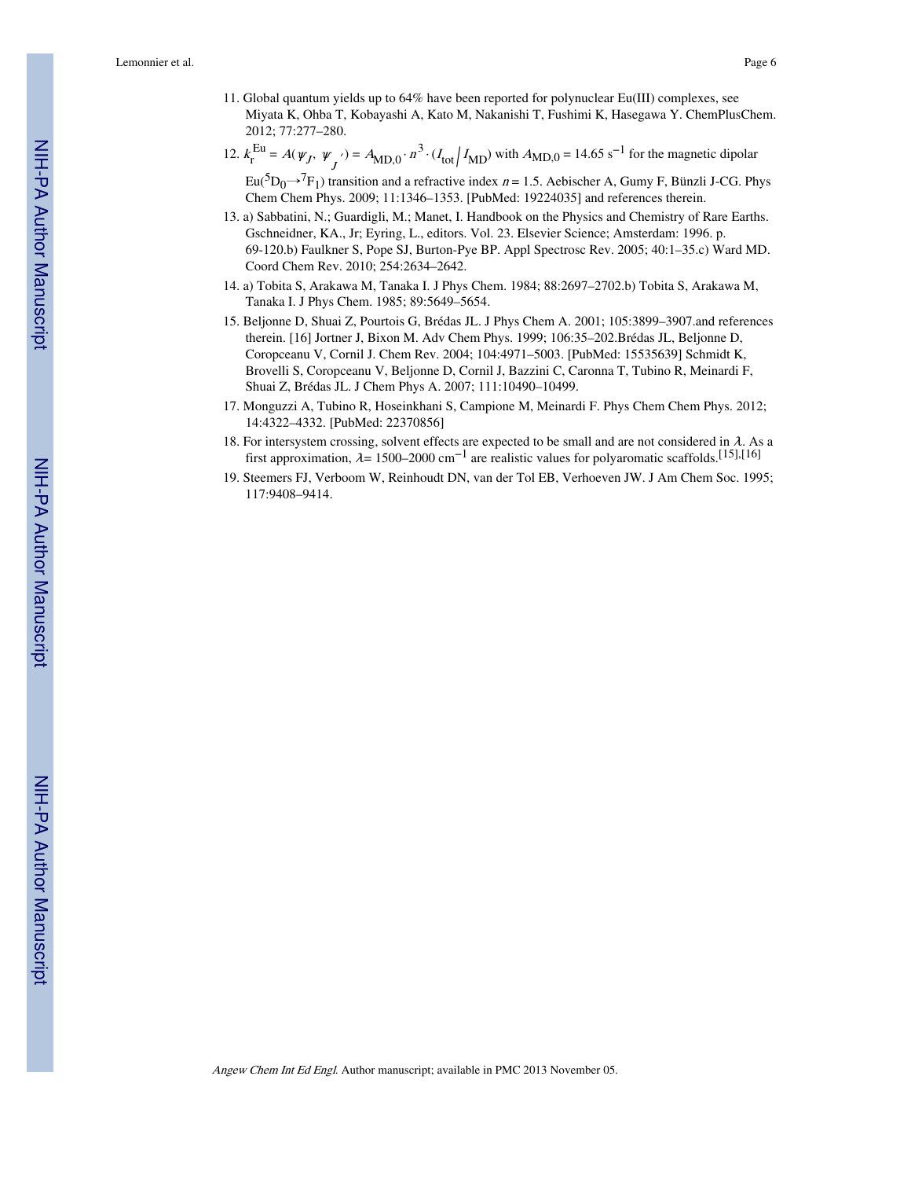11. Global quantum yields up to 64% have been reported for polynuclear Eu(III) complexes, see Miyata K, Ohba T, Kobayashi A, Kato M, Nakanishi T, Fushimi K, Hasegawa Y. ChemPlusChem. 2012; 77:277–280.
12. $k_r^{Eu} = A(\psi_J, \psi_{J'}) = A_{MD,0} \cdot n^3 \cdot (I_{tot}/I_{MD})$ with $A_{MD,0} = 14.65\ s^{-1}$ for the magnetic dipolar $Eu(^5D_0 \rightarrow ^7F_1)$ transition and a refractive index $n = 1.5$. Aebischer A, Gumy F, Bünzli J-CG. Phys Chem Chem Phys. 2009; 11:1346–1353. [PubMed: 19224035] and references therein.
13. a) Sabbatini, N.; Guardigli, M.; Manet, I. Handbook on the Physics and Chemistry of Rare Earths. Gschneidner, KA., Jr; Eyring, L., editors. Vol. 23. Elsevier Science; Amsterdam: 1996. p. 69-120.b) Faulkner S, Pope SJ, Burton-Pye BP. Appl Spectrosc Rev. 2005; 40:1–35.c) Ward MD. Coord Chem Rev. 2010; 254:2634–2642.
14. a) Tobita S, Arakawa M, Tanaka I. J Phys Chem. 1984; 88:2697–2702.b) Tobita S, Arakawa M, Tanaka I. J Phys Chem. 1985; 89:5649–5654.
15. Beljonne D, Shuai Z, Pourtois G, Brédas JL. J Phys Chem A. 2001; 105:3899–3907.and references therein. [16] Jortner J, Bixon M. Adv Chem Phys. 1999; 106:35–202.Brédas JL, Beljonne D, Coropceanu V, Cornil J. Chem Rev. 2004; 104:4971–5003. [PubMed: 15535639] Schmidt K, Brovelli S, Coropceanu V, Beljonne D, Cornil J, Bazzini C, Caronna T, Tubino R, Meinardi F, Shuai Z, Brédas JL. J Chem Phys A. 2007; 111:10490–10499.
17. Monguzzi A, Tubino R, Hoseinkhani S, Campione M, Meinardi F. Phys Chem Chem Phys. 2012; 14:4322–4332. [PubMed: 22370856]
18. For intersystem crossing, solvent effects are expected to be small and are not considered in $\lambda$. As a first approximation, $\lambda = 1500–2000\ cm^{-1}$ are realistic values for polyaromatic scaffolds.[15],[16]
19. Steemers FJ, Verboom W, Reinhoudt DN, van der Tol EB, Verhoeven JW. J Am Chem Soc. 1995; 117:9408–9414.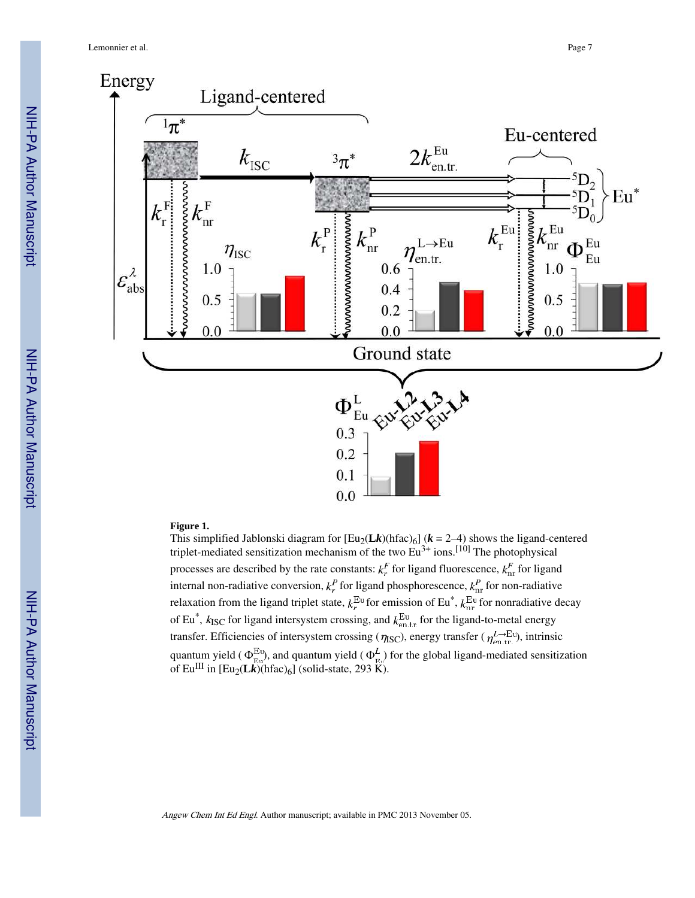**Figure 1.**

This simplified Jablonski diagram for $[Eu_2(\mathbf{L}\boldsymbol{k})(hfac)_6]$ ($\boldsymbol{k}$ = 2–4) shows the ligand-centered triplet-mediated sensitization mechanism of the two $Eu^{3+}$ ions.[10] The photophysical processes are described by the rate constants: $k_r^F$ for ligand fluorescence, $k_{nr}^F$ for ligand internal non-radiative conversion, $k_r^P$ for ligand phosphorescence, $k_{nr}^P$ for non-radiative relaxation from the ligand triplet state, $k_r^{Eu}$ for emission of Eu*, $k_{nr}^{Eu}$ for nonradiative decay of Eu*, $k_{ISC}$ for ligand intersystem crossing, and $k_{en.tr.}^{Eu}$ for the ligand-to-metal energy transfer. Efficiencies of intersystem crossing ($\eta_{ISC}$), energy transfer ($\eta_{en.tr.}^{L\rightarrow Eu}$), intrinsic quantum yield ($\Phi_{Eu}^{Eu}$), and quantum yield ($\Phi_{Eu}^{L}$) for the global ligand-mediated sensitization of $Eu^{III}$ in $[Eu_2(\mathbf{L}\boldsymbol{k})(hfac)_6]$ (solid-state, 293 K).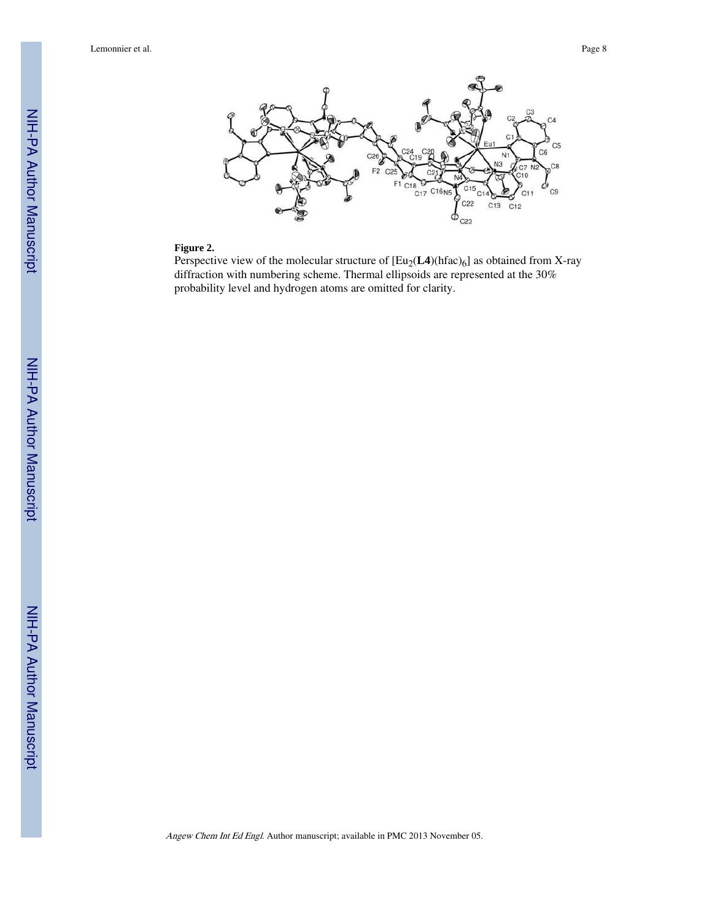**Figure 2.**

Perspective view of the molecular structure of $[Eu_2(\mathbf{L4})(hfac)_6]$ as obtained from X-ray diffraction with numbering scheme. Thermal ellipsoids are represented at the 30% probability level and hydrogen atoms are omitted for clarity.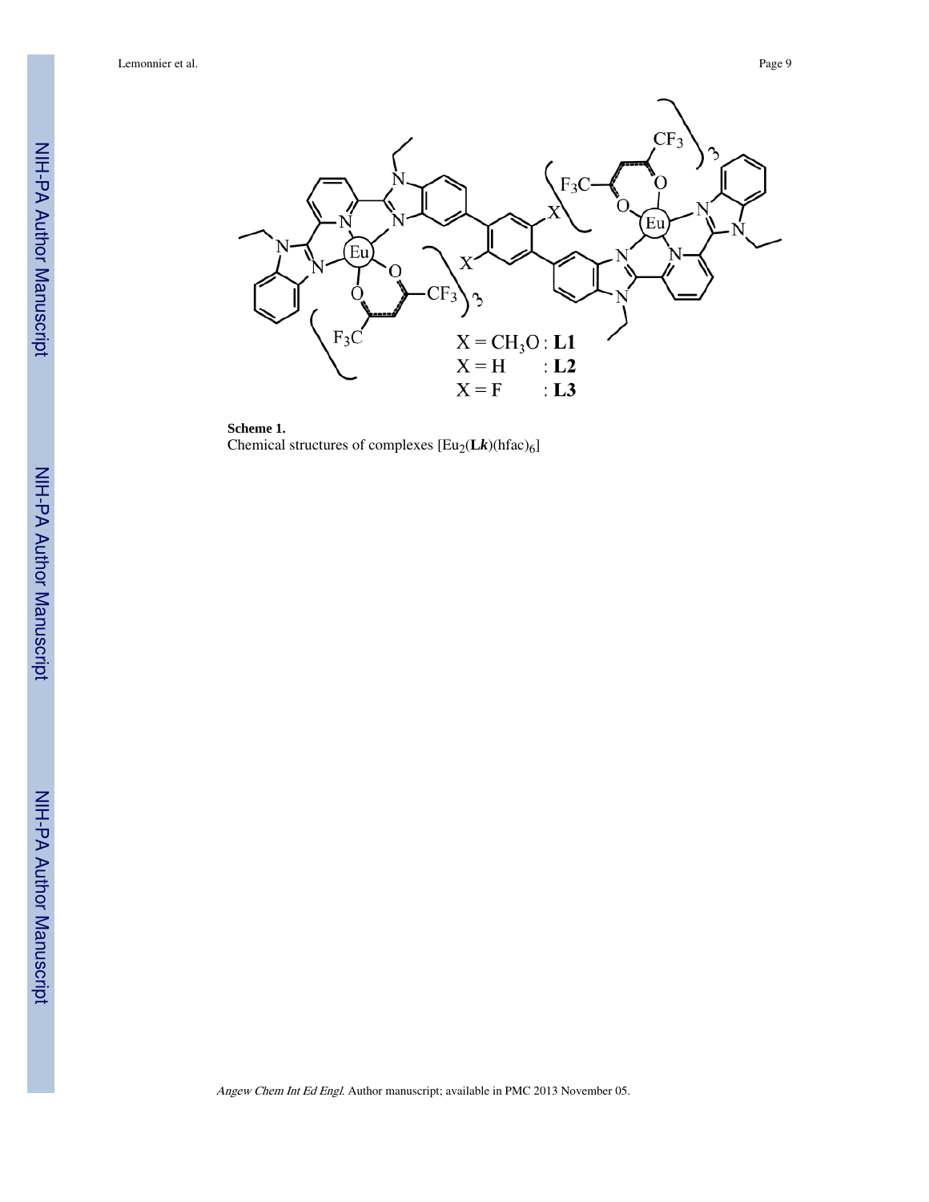**Scheme 1.**

Chemical structures of complexes $[Eu_2(\mathbf{L}\boldsymbol{k})(hfac)_6]$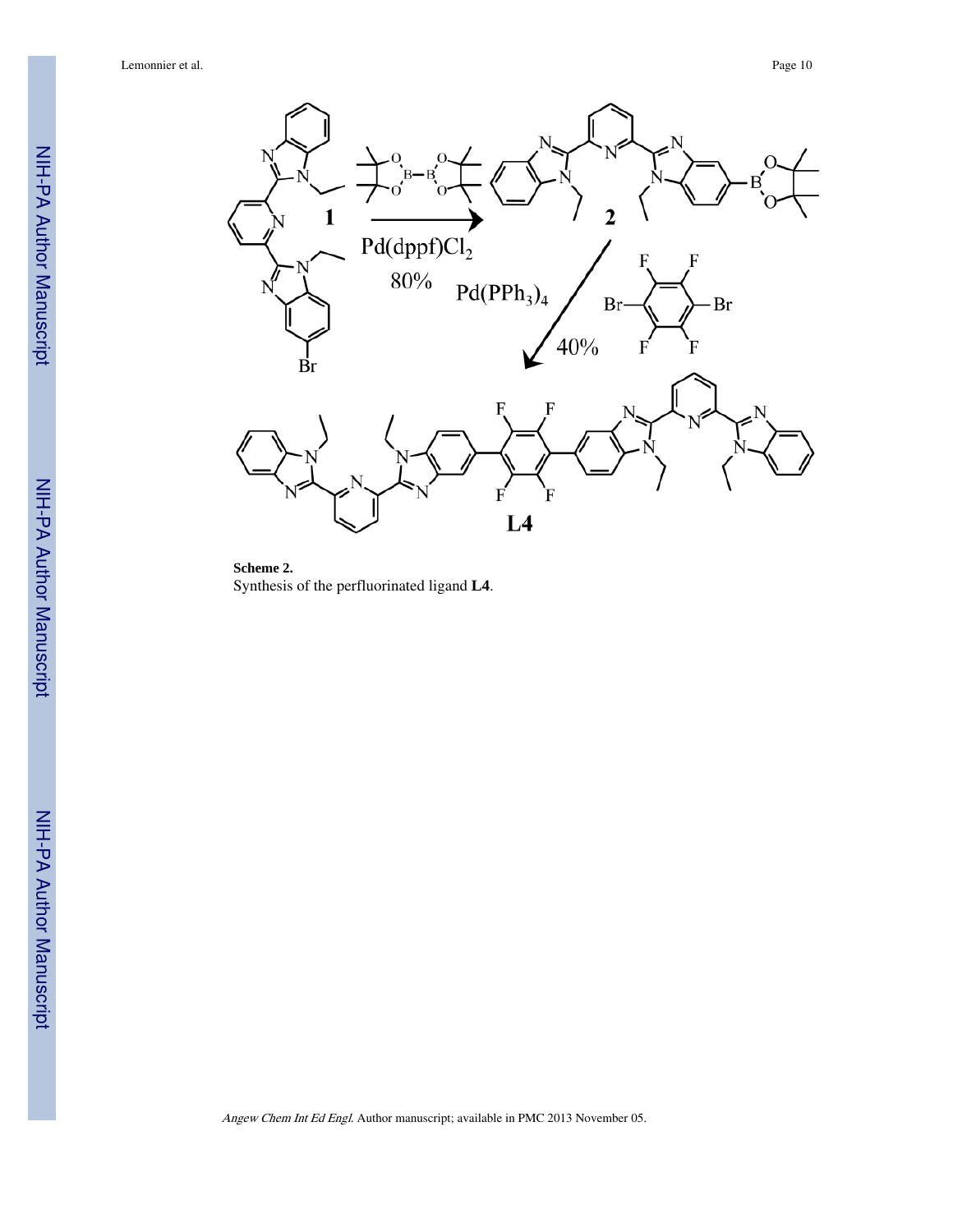**Scheme 2.**

Synthesis of the perfluorinated ligand **L4**.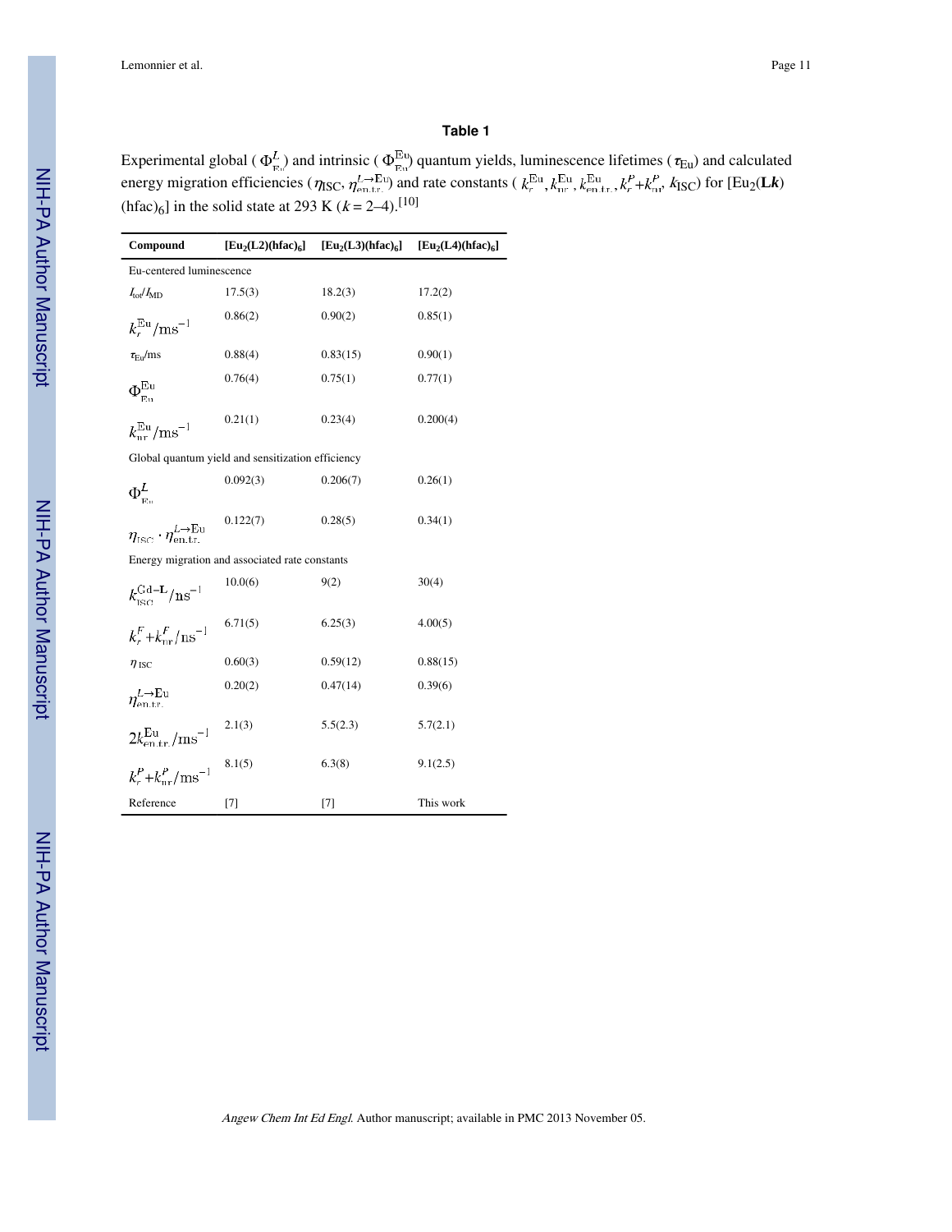### Table 1

Experimental global ( $\Phi_{\mathrm{Eu}}^{L}$) and intrinsic ( $\Phi_{\mathrm{Eu}}^{\mathrm{Eu}}$) quantum yields, luminescence lifetimes ( $\tau_{\mathrm{Eu}}$) and calculated energy migration efficiencies ( $\eta_{\mathrm{ISC}}$, $\eta_{\mathrm{en.tr.}}^{L\rightarrow\mathrm{Eu}}$) and rate constants ( $k_r^{\mathrm{Eu}}$, $k_{\mathrm{nr}}^{\mathrm{Eu}}$, $k_{\mathrm{en.tr.}}^{\mathrm{Eu}}$, $k_r^{P}+k_{\mathrm{nr}}^{P}$, $k_{\mathrm{ISC}}$) for [Eu$_2$(**L*k***)(hfac)$_6$] in the solid state at 293 K ($k$ = 2–4).[10]

| Compound | [Eu$_2$(L2)(hfac)$_6$] | [Eu$_2$(L3)(hfac)$_6$] | [Eu$_2$(L4)(hfac)$_6$] |
|---|---|---|---|
| Eu-centered luminescence | | | |
| $I_{\mathrm{tot}}/I_{\mathrm{MD}}$ | 17.5(3) | 18.2(3) | 17.2(2) |
| $k_r^{\mathrm{Eu}}/\mathrm{ms}^{-1}$ | 0.86(2) | 0.90(2) | 0.85(1) |
| $\tau_{\mathrm{Eu}}$/ms | 0.88(4) | 0.83(15) | 0.90(1) |
| $\Phi_{\mathrm{Eu}}^{\mathrm{Eu}}$ | 0.76(4) | 0.75(1) | 0.77(1) |
| $k_{\mathrm{nr}}^{\mathrm{Eu}}/\mathrm{ms}^{-1}$ | 0.21(1) | 0.23(4) | 0.200(4) |
| Global quantum yield and sensitization efficiency | | | |
| $\Phi_{\mathrm{Eu}}^{L}$ | 0.092(3) | 0.206(7) | 0.26(1) |
| $\eta_{\mathrm{ISC}} \cdot \eta_{\mathrm{en.tr.}}^{L\rightarrow\mathrm{Eu}}$ | 0.122(7) | 0.28(5) | 0.34(1) |
| Energy migration and associated rate constants | | | |
| $k_{\mathrm{ISC}}^{\mathrm{Gd-L}}/\mathrm{ns}^{-1}$ | 10.0(6) | 9(2) | 30(4) |
| $k_r^{F}+k_{\mathrm{nr}}^{F}/\mathrm{ns}^{-1}$ | 6.71(5) | 6.25(3) | 4.00(5) |
| $\eta_{\mathrm{ISC}}$ | 0.60(3) | 0.59(12) | 0.88(15) |
| $\eta_{\mathrm{en.tr.}}^{L\rightarrow\mathrm{Eu}}$ | 0.20(2) | 0.47(14) | 0.39(6) |
| $2k_{\mathrm{en.tr.}}^{\mathrm{Eu}}/\mathrm{ms}^{-1}$ | 2.1(3) | 5.5(2.3) | 5.7(2.1) |
| $k_r^{P}+k_{\mathrm{nr}}^{P}/\mathrm{ms}^{-1}$ | 8.1(5) | 6.3(8) | 9.1(2.5) |
| Reference | [7] | [7] | This work |